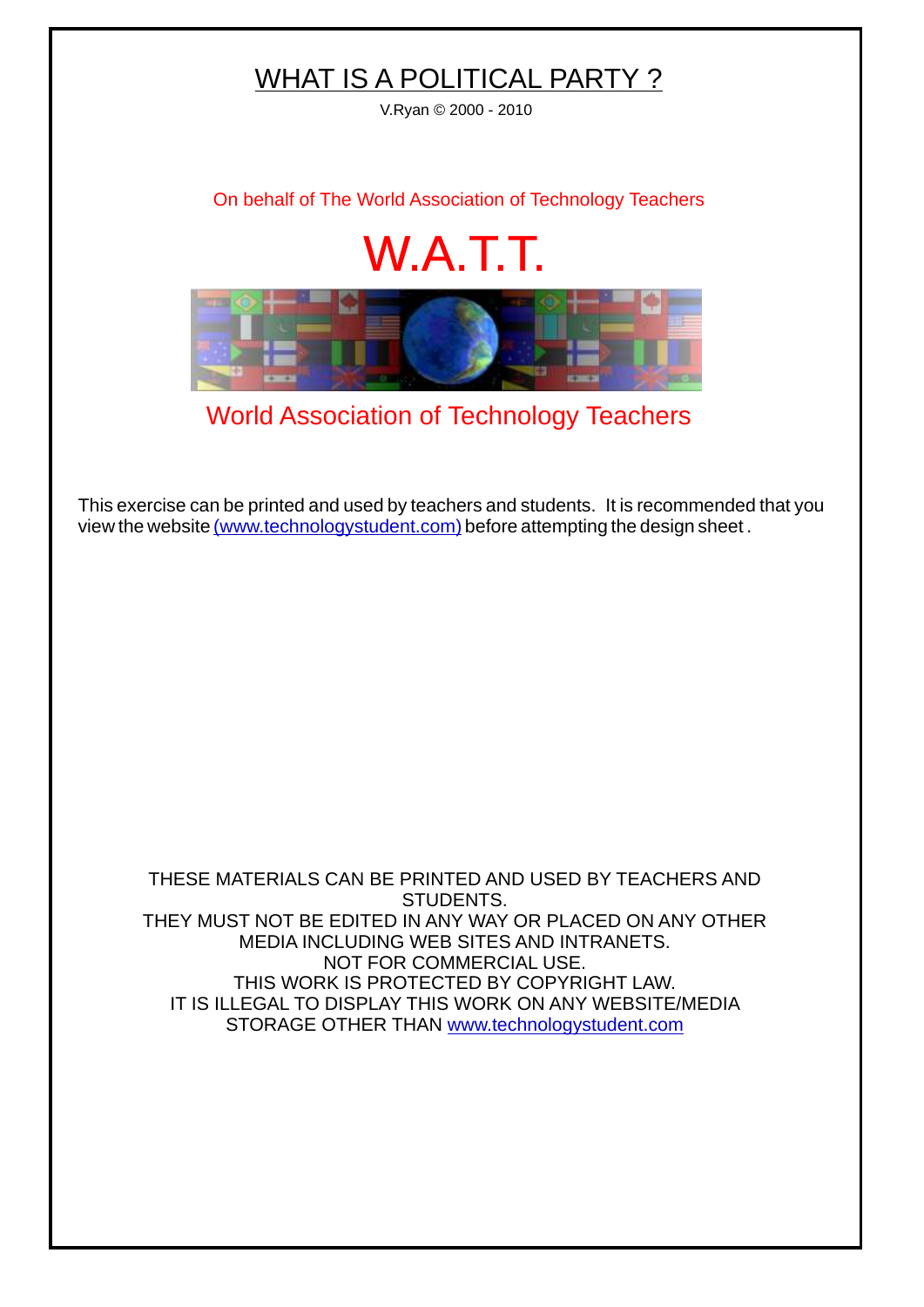# WHAT IS A POLITICAL PARTY ?

V.Ryan © 2000 - 2010

On behalf of The World Association of Technology Teachers

## W.A.T.T.

World Association of Technology Teachers

This exercise can be printed and used by teachers and students. It is recommended that you view the website (www.technologystudent.com) before attempting the design sheet .

THESE MATERIALS CAN BE PRINTED AND USED BY TEACHERS AND STUDENTS.
THEY MUST NOT BE EDITED IN ANY WAY OR PLACED ON ANY OTHER MEDIA INCLUDING WEB SITES AND INTRANETS.
NOT FOR COMMERCIAL USE.
THIS WORK IS PROTECTED BY COPYRIGHT LAW.
IT IS ILLEGAL TO DISPLAY THIS WORK ON ANY WEBSITE/MEDIA STORAGE OTHER THAN www.technologystudent.com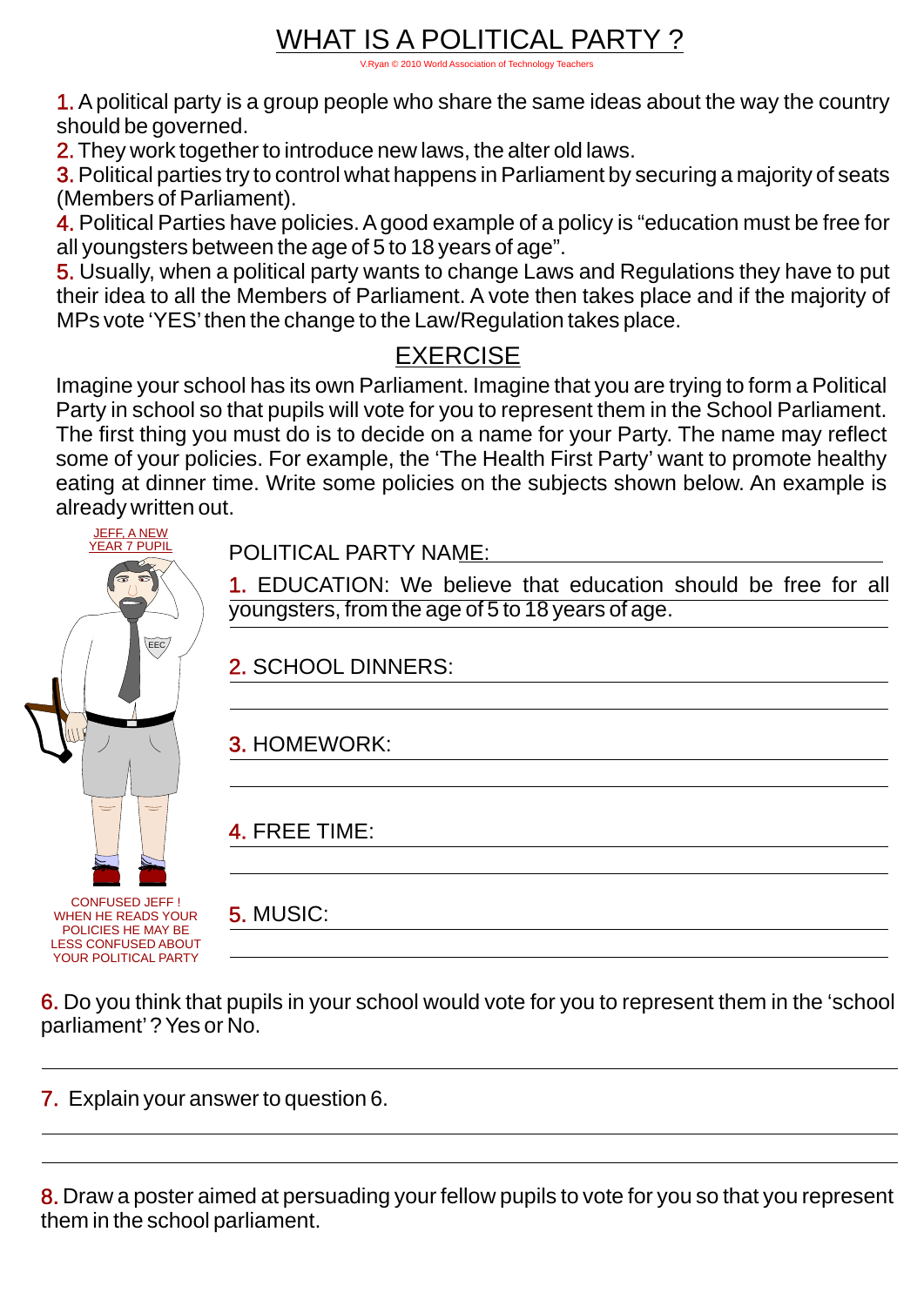# WHAT IS A POLITICAL PARTY ?

V.Ryan © 2010 World Association of Technology Teachers

1. A political party is a group people who share the same ideas about the way the country should be governed.
2. They work together to introduce new laws, the alter old laws.
3. Political parties try to control what happens in Parliament by securing a majority of seats (Members of Parliament).
4. Political Parties have policies. A good example of a policy is "education must be free for all youngsters between the age of 5 to 18 years of age".
5. Usually, when a political party wants to change Laws and Regulations they have to put their idea to all the Members of Parliament. A vote then takes place and if the majority of MPs vote 'YES' then the change to the Law/Regulation takes place.

## EXERCISE

Imagine your school has its own Parliament. Imagine that you are trying to form a Political Party in school so that pupils will vote for you to represent them in the School Parliament. The first thing you must do is to decide on a name for your Party. The name may reflect some of your policies. For example, the 'The Health First Party' want to promote healthy eating at dinner time. Write some policies on the subjects shown below. An example is already written out.

JEFF, A NEW YEAR 7 PUPIL

POLITICAL PARTY NAME: ______________________________

1. EDUCATION: We believe that education should be free for all youngsters, from the age of 5 to 18 years of age.

2. SCHOOL DINNERS: ______________________________

3. HOMEWORK: ______________________________

4. FREE TIME: ______________________________

5. MUSIC: ______________________________

CONFUSED JEFF ! WHEN HE READS YOUR POLICIES HE MAY BE LESS CONFUSED ABOUT YOUR POLITICAL PARTY

6. Do you think that pupils in your school would vote for you to represent them in the 'school parliament' ? Yes or No.

______________________________

7. Explain your answer to question 6.

______________________________

8. Draw a poster aimed at persuading your fellow pupils to vote for you so that you represent them in the school parliament.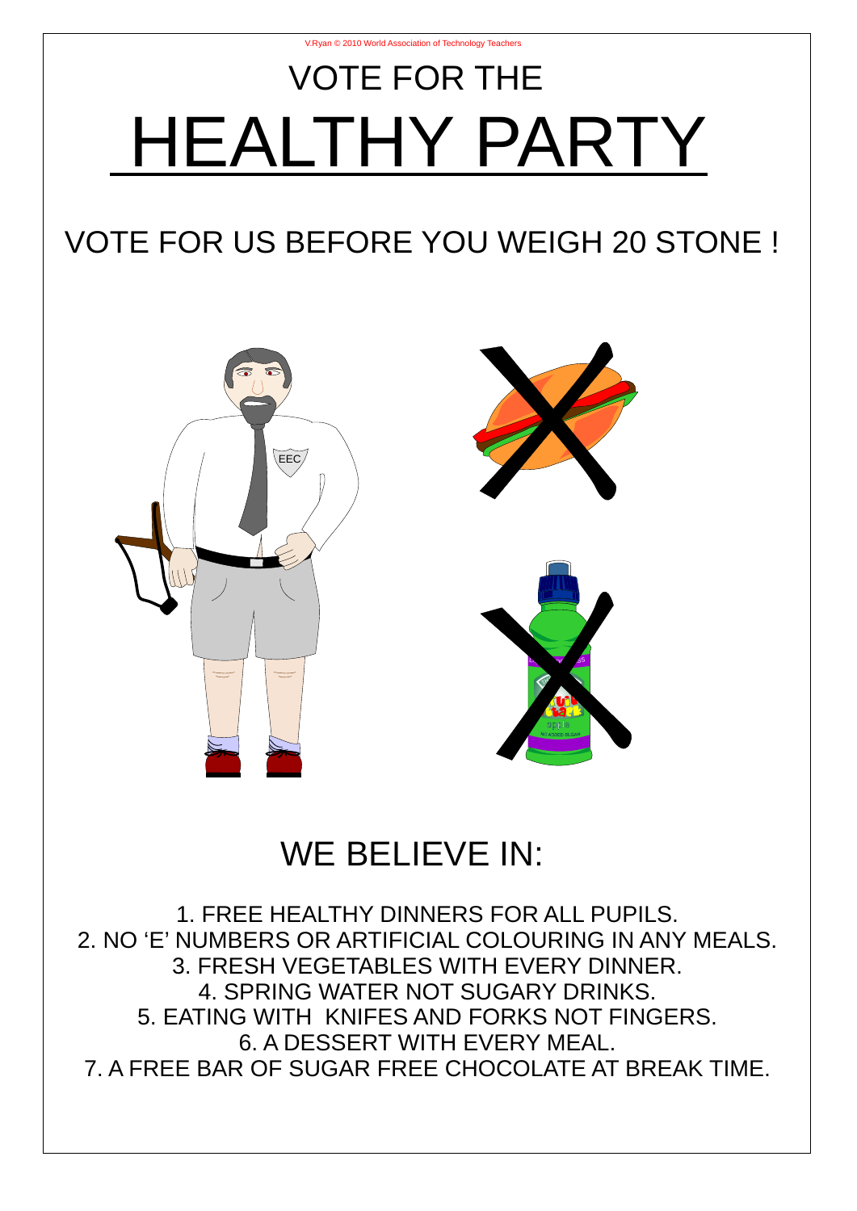V.Ryan © 2010 World Association of Technology Teachers

# VOTE FOR THE

# HEALTHY PARTY

## VOTE FOR US BEFORE YOU WEIGH 20 STONE !

## WE BELIEVE IN:

1. FREE HEALTHY DINNERS FOR ALL PUPILS.
2. NO 'E' NUMBERS OR ARTIFICIAL COLOURING IN ANY MEALS.
3. FRESH VEGETABLES WITH EVERY DINNER.
4. SPRING WATER NOT SUGARY DRINKS.
5. EATING WITH KNIFES AND FORKS NOT FINGERS.
6. A DESSERT WITH EVERY MEAL.
7. A FREE BAR OF SUGAR FREE CHOCOLATE AT BREAK TIME.